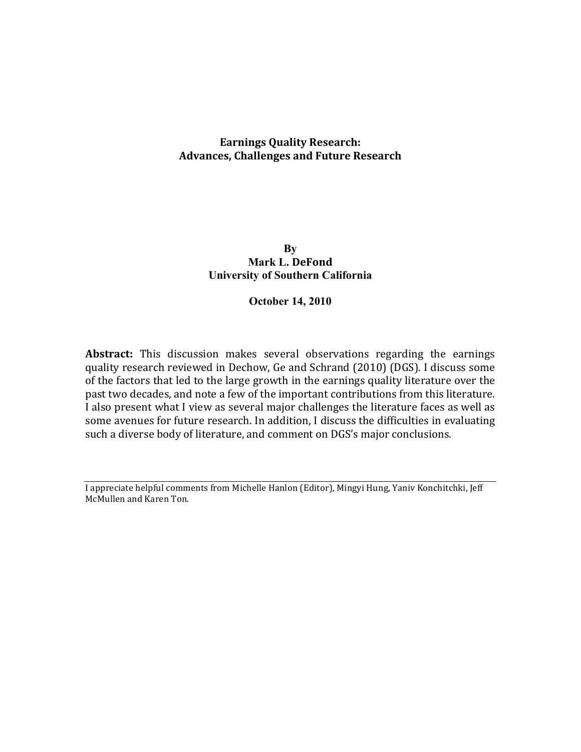# Earnings Quality Research: Advances, Challenges and Future Research

By
**Mark L. DeFond**
**University of Southern California**

**October 14, 2010**

**Abstract:** This discussion makes several observations regarding the earnings quality research reviewed in Dechow, Ge and Schrand (2010) (DGS). I discuss some of the factors that led to the large growth in the earnings quality literature over the past two decades, and note a few of the important contributions from this literature. I also present what I view as several major challenges the literature faces as well as some avenues for future research. In addition, I discuss the difficulties in evaluating such a diverse body of literature, and comment on DGS's major conclusions.

---

I appreciate helpful comments from Michelle Hanlon (Editor), Mingyi Hung, Yaniv Konchitchki, Jeff McMullen and Karen Ton.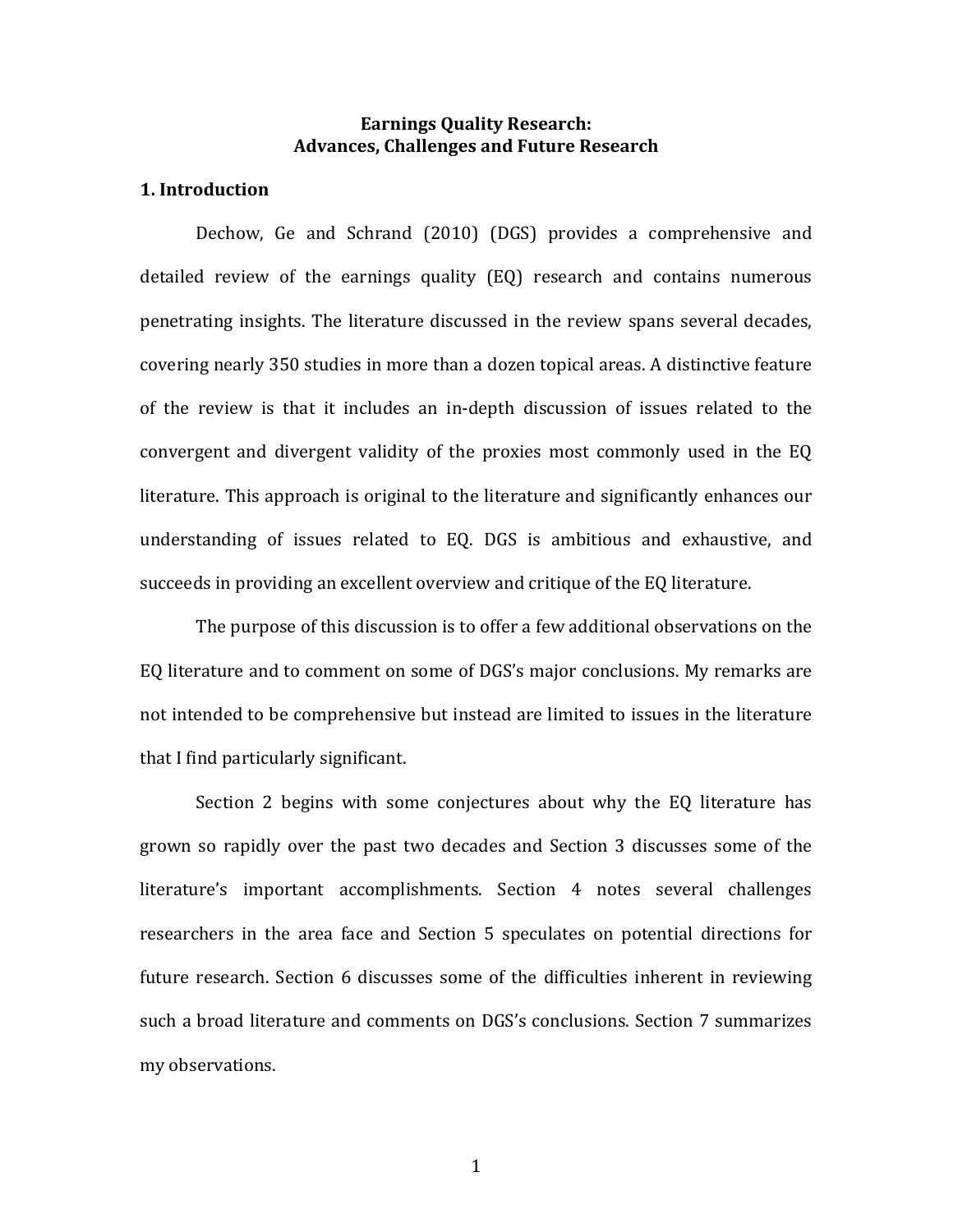# Earnings Quality Research: Advances, Challenges and Future Research

## 1. Introduction

Dechow, Ge and Schrand (2010) (DGS) provides a comprehensive and detailed review of the earnings quality (EQ) research and contains numerous penetrating insights. The literature discussed in the review spans several decades, covering nearly 350 studies in more than a dozen topical areas. A distinctive feature of the review is that it includes an in-depth discussion of issues related to the convergent and divergent validity of the proxies most commonly used in the EQ literature. This approach is original to the literature and significantly enhances our understanding of issues related to EQ. DGS is ambitious and exhaustive, and succeeds in providing an excellent overview and critique of the EQ literature.

The purpose of this discussion is to offer a few additional observations on the EQ literature and to comment on some of DGS's major conclusions. My remarks are not intended to be comprehensive but instead are limited to issues in the literature that I find particularly significant.

Section 2 begins with some conjectures about why the EQ literature has grown so rapidly over the past two decades and Section 3 discusses some of the literature's important accomplishments. Section 4 notes several challenges researchers in the area face and Section 5 speculates on potential directions for future research. Section 6 discusses some of the difficulties inherent in reviewing such a broad literature and comments on DGS's conclusions. Section 7 summarizes my observations.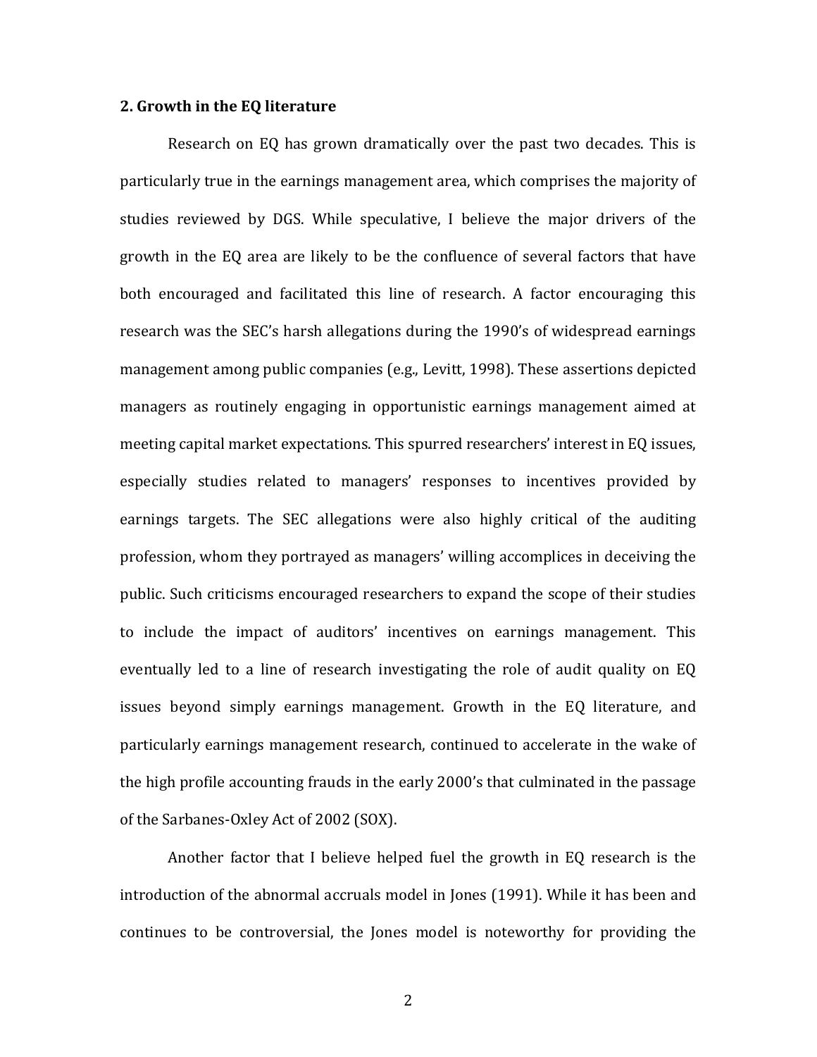## 2. Growth in the EQ literature

Research on EQ has grown dramatically over the past two decades. This is particularly true in the earnings management area, which comprises the majority of studies reviewed by DGS. While speculative, I believe the major drivers of the growth in the EQ area are likely to be the confluence of several factors that have both encouraged and facilitated this line of research. A factor encouraging this research was the SEC's harsh allegations during the 1990's of widespread earnings management among public companies (e.g., Levitt, 1998). These assertions depicted managers as routinely engaging in opportunistic earnings management aimed at meeting capital market expectations. This spurred researchers' interest in EQ issues, especially studies related to managers' responses to incentives provided by earnings targets. The SEC allegations were also highly critical of the auditing profession, whom they portrayed as managers' willing accomplices in deceiving the public. Such criticisms encouraged researchers to expand the scope of their studies to include the impact of auditors' incentives on earnings management. This eventually led to a line of research investigating the role of audit quality on EQ issues beyond simply earnings management. Growth in the EQ literature, and particularly earnings management research, continued to accelerate in the wake of the high profile accounting frauds in the early 2000's that culminated in the passage of the Sarbanes-Oxley Act of 2002 (SOX).

Another factor that I believe helped fuel the growth in EQ research is the introduction of the abnormal accruals model in Jones (1991). While it has been and continues to be controversial, the Jones model is noteworthy for providing the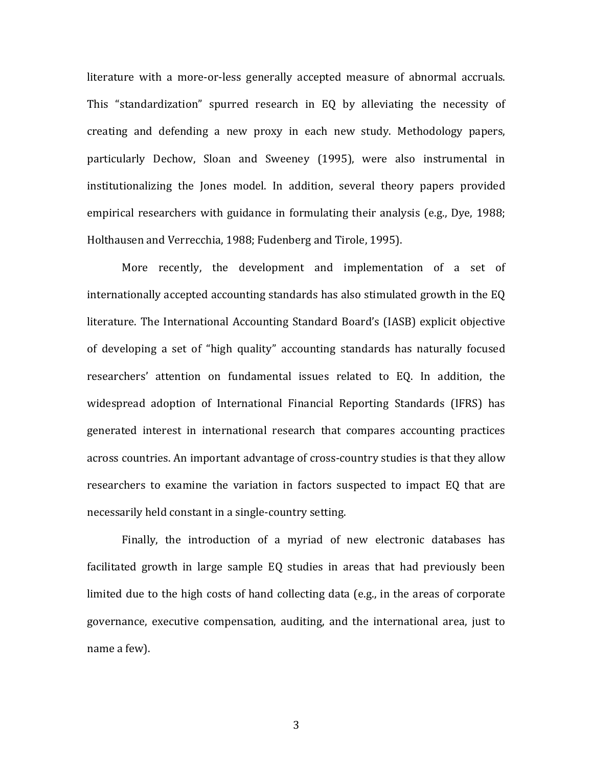literature with a more-or-less generally accepted measure of abnormal accruals. This "standardization" spurred research in EQ by alleviating the necessity of creating and defending a new proxy in each new study. Methodology papers, particularly Dechow, Sloan and Sweeney (1995), were also instrumental in institutionalizing the Jones model. In addition, several theory papers provided empirical researchers with guidance in formulating their analysis (e.g., Dye, 1988; Holthausen and Verrecchia, 1988; Fudenberg and Tirole, 1995).

More recently, the development and implementation of a set of internationally accepted accounting standards has also stimulated growth in the EQ literature. The International Accounting Standard Board's (IASB) explicit objective of developing a set of "high quality" accounting standards has naturally focused researchers' attention on fundamental issues related to EQ. In addition, the widespread adoption of International Financial Reporting Standards (IFRS) has generated interest in international research that compares accounting practices across countries. An important advantage of cross-country studies is that they allow researchers to examine the variation in factors suspected to impact EQ that are necessarily held constant in a single-country setting.

Finally, the introduction of a myriad of new electronic databases has facilitated growth in large sample EQ studies in areas that had previously been limited due to the high costs of hand collecting data (e.g., in the areas of corporate governance, executive compensation, auditing, and the international area, just to name a few).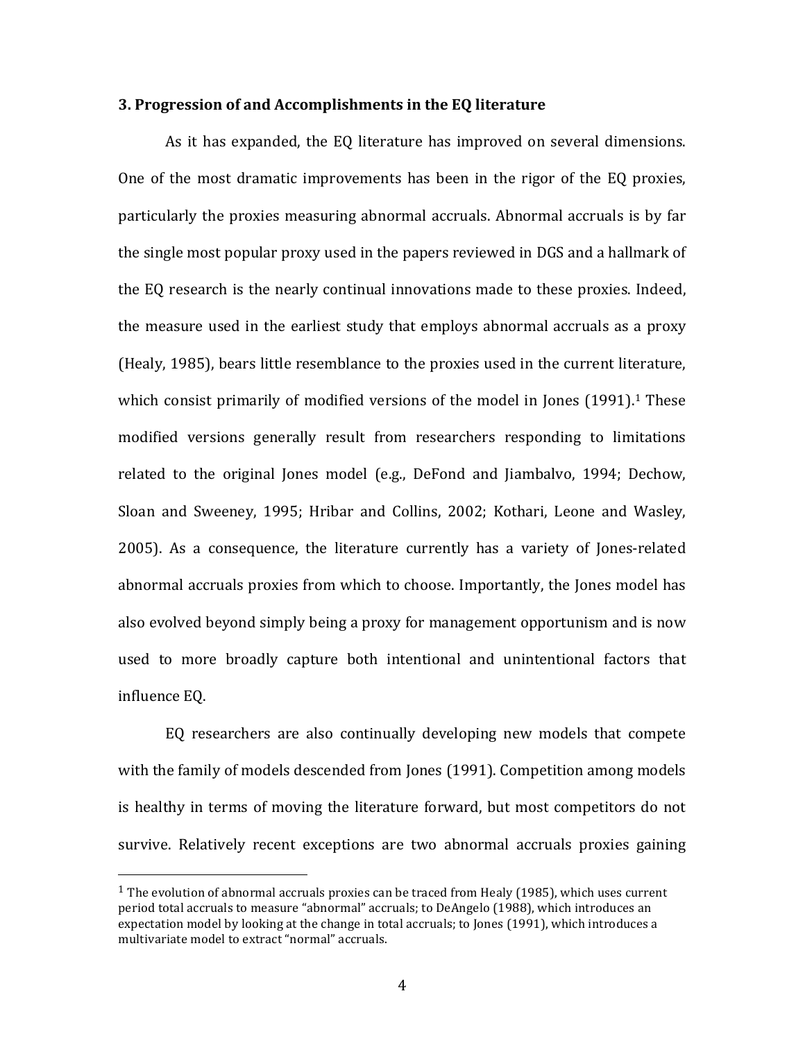### 3. Progression of and Accomplishments in the EQ literature

As it has expanded, the EQ literature has improved on several dimensions. One of the most dramatic improvements has been in the rigor of the EQ proxies, particularly the proxies measuring abnormal accruals. Abnormal accruals is by far the single most popular proxy used in the papers reviewed in DGS and a hallmark of the EQ research is the nearly continual innovations made to these proxies. Indeed, the measure used in the earliest study that employs abnormal accruals as a proxy (Healy, 1985), bears little resemblance to the proxies used in the current literature, which consist primarily of modified versions of the model in Jones (1991).[1] These modified versions generally result from researchers responding to limitations related to the original Jones model (e.g., DeFond and Jiambalvo, 1994; Dechow, Sloan and Sweeney, 1995; Hribar and Collins, 2002; Kothari, Leone and Wasley, 2005). As a consequence, the literature currently has a variety of Jones-related abnormal accruals proxies from which to choose. Importantly, the Jones model has also evolved beyond simply being a proxy for management opportunism and is now used to more broadly capture both intentional and unintentional factors that influence EQ.

EQ researchers are also continually developing new models that compete with the family of models descended from Jones (1991). Competition among models is healthy in terms of moving the literature forward, but most competitors do not survive. Relatively recent exceptions are two abnormal accruals proxies gaining

[1] The evolution of abnormal accruals proxies can be traced from Healy (1985), which uses current period total accruals to measure "abnormal" accruals; to DeAngelo (1988), which introduces an expectation model by looking at the change in total accruals; to Jones (1991), which introduces a multivariate model to extract "normal" accruals.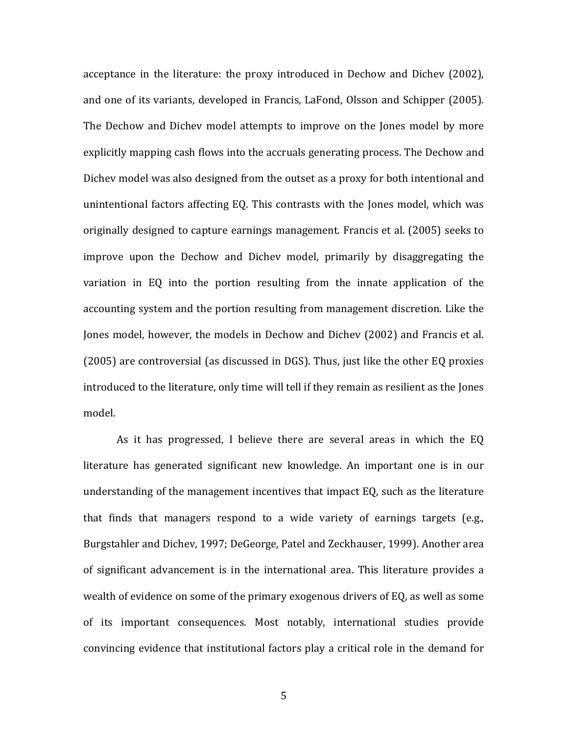acceptance in the literature: the proxy introduced in Dechow and Dichev (2002), and one of its variants, developed in Francis, LaFond, Olsson and Schipper (2005). The Dechow and Dichev model attempts to improve on the Jones model by more explicitly mapping cash flows into the accruals generating process. The Dechow and Dichev model was also designed from the outset as a proxy for both intentional and unintentional factors affecting EQ. This contrasts with the Jones model, which was originally designed to capture earnings management. Francis et al. (2005) seeks to improve upon the Dechow and Dichev model, primarily by disaggregating the variation in EQ into the portion resulting from the innate application of the accounting system and the portion resulting from management discretion. Like the Jones model, however, the models in Dechow and Dichev (2002) and Francis et al. (2005) are controversial (as discussed in DGS). Thus, just like the other EQ proxies introduced to the literature, only time will tell if they remain as resilient as the Jones model.

As it has progressed, I believe there are several areas in which the EQ literature has generated significant new knowledge. An important one is in our understanding of the management incentives that impact EQ, such as the literature that finds that managers respond to a wide variety of earnings targets (e.g., Burgstahler and Dichev, 1997; DeGeorge, Patel and Zeckhauser, 1999). Another area of significant advancement is in the international area. This literature provides a wealth of evidence on some of the primary exogenous drivers of EQ, as well as some of its important consequences. Most notably, international studies provide convincing evidence that institutional factors play a critical role in the demand for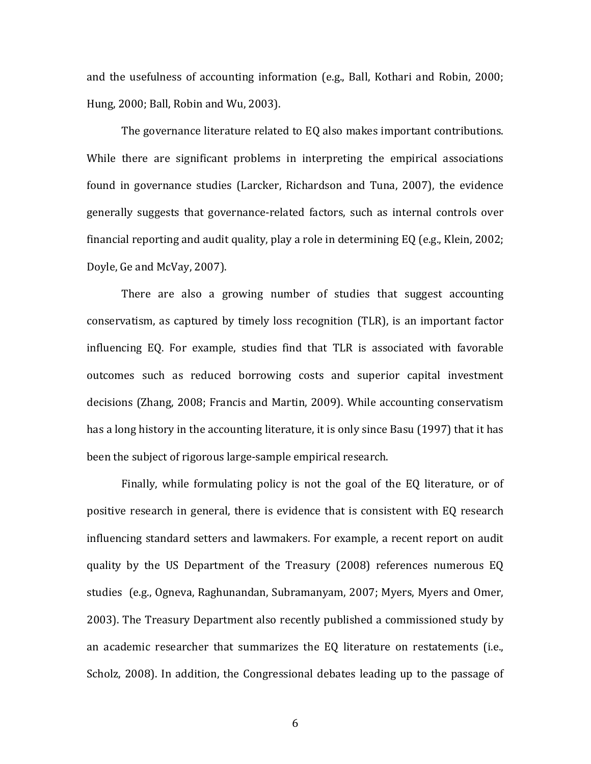and the usefulness of accounting information (e.g., Ball, Kothari and Robin, 2000; Hung, 2000; Ball, Robin and Wu, 2003).

The governance literature related to EQ also makes important contributions. While there are significant problems in interpreting the empirical associations found in governance studies (Larcker, Richardson and Tuna, 2007), the evidence generally suggests that governance-related factors, such as internal controls over financial reporting and audit quality, play a role in determining EQ (e.g., Klein, 2002; Doyle, Ge and McVay, 2007).

There are also a growing number of studies that suggest accounting conservatism, as captured by timely loss recognition (TLR), is an important factor influencing EQ. For example, studies find that TLR is associated with favorable outcomes such as reduced borrowing costs and superior capital investment decisions (Zhang, 2008; Francis and Martin, 2009). While accounting conservatism has a long history in the accounting literature, it is only since Basu (1997) that it has been the subject of rigorous large-sample empirical research.

Finally, while formulating policy is not the goal of the EQ literature, or of positive research in general, there is evidence that is consistent with EQ research influencing standard setters and lawmakers. For example, a recent report on audit quality by the US Department of the Treasury (2008) references numerous EQ studies (e.g., Ogneva, Raghunandan, Subramanyam, 2007; Myers, Myers and Omer, 2003). The Treasury Department also recently published a commissioned study by an academic researcher that summarizes the EQ literature on restatements (i.e., Scholz, 2008). In addition, the Congressional debates leading up to the passage of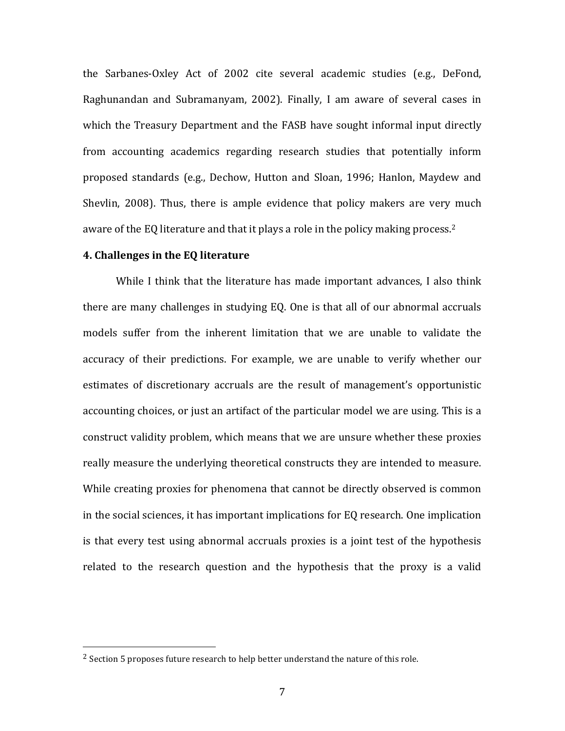the Sarbanes-Oxley Act of 2002 cite several academic studies (e.g., DeFond, Raghunandan and Subramanyam, 2002). Finally, I am aware of several cases in which the Treasury Department and the FASB have sought informal input directly from accounting academics regarding research studies that potentially inform proposed standards (e.g., Dechow, Hutton and Sloan, 1996; Hanlon, Maydew and Shevlin, 2008). Thus, there is ample evidence that policy makers are very much aware of the EQ literature and that it plays a role in the policy making process.[2]

**4. Challenges in the EQ literature**

While I think that the literature has made important advances, I also think there are many challenges in studying EQ. One is that all of our abnormal accruals models suffer from the inherent limitation that we are unable to validate the accuracy of their predictions. For example, we are unable to verify whether our estimates of discretionary accruals are the result of management's opportunistic accounting choices, or just an artifact of the particular model we are using. This is a construct validity problem, which means that we are unsure whether these proxies really measure the underlying theoretical constructs they are intended to measure. While creating proxies for phenomena that cannot be directly observed is common in the social sciences, it has important implications for EQ research. One implication is that every test using abnormal accruals proxies is a joint test of the hypothesis related to the research question and the hypothesis that the proxy is a valid

[2] Section 5 proposes future research to help better understand the nature of this role.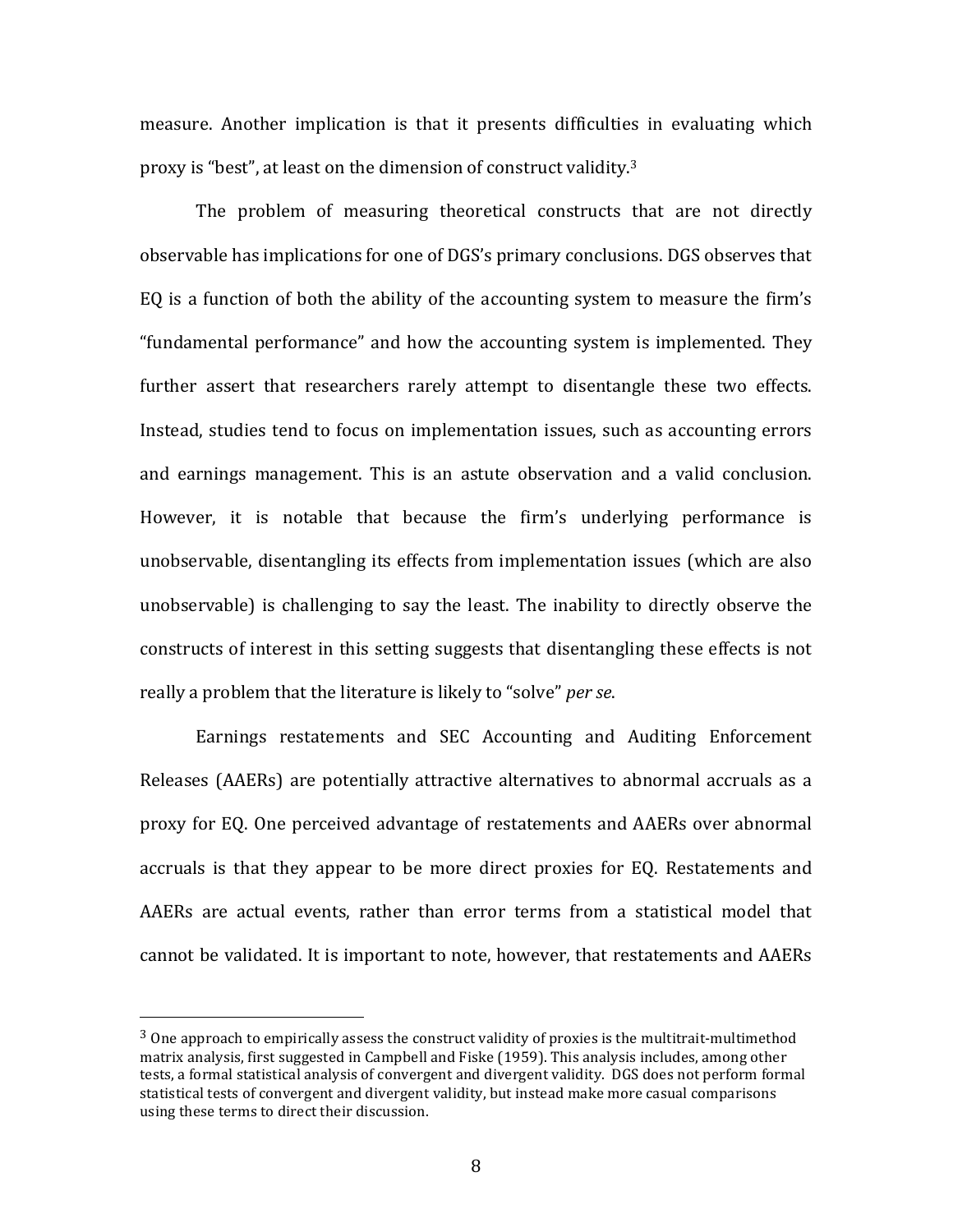measure. Another implication is that it presents difficulties in evaluating which proxy is "best", at least on the dimension of construct validity.[3]

The problem of measuring theoretical constructs that are not directly observable has implications for one of DGS's primary conclusions. DGS observes that EQ is a function of both the ability of the accounting system to measure the firm's "fundamental performance" and how the accounting system is implemented. They further assert that researchers rarely attempt to disentangle these two effects. Instead, studies tend to focus on implementation issues, such as accounting errors and earnings management. This is an astute observation and a valid conclusion. However, it is notable that because the firm's underlying performance is unobservable, disentangling its effects from implementation issues (which are also unobservable) is challenging to say the least. The inability to directly observe the constructs of interest in this setting suggests that disentangling these effects is not really a problem that the literature is likely to "solve" *per se*.

Earnings restatements and SEC Accounting and Auditing Enforcement Releases (AAERs) are potentially attractive alternatives to abnormal accruals as a proxy for EQ. One perceived advantage of restatements and AAERs over abnormal accruals is that they appear to be more direct proxies for EQ. Restatements and AAERs are actual events, rather than error terms from a statistical model that cannot be validated. It is important to note, however, that restatements and AAERs

---

[3] One approach to empirically assess the construct validity of proxies is the multitrait-multimethod matrix analysis, first suggested in Campbell and Fiske (1959). This analysis includes, among other tests, a formal statistical analysis of convergent and divergent validity. DGS does not perform formal statistical tests of convergent and divergent validity, but instead make more casual comparisons using these terms to direct their discussion.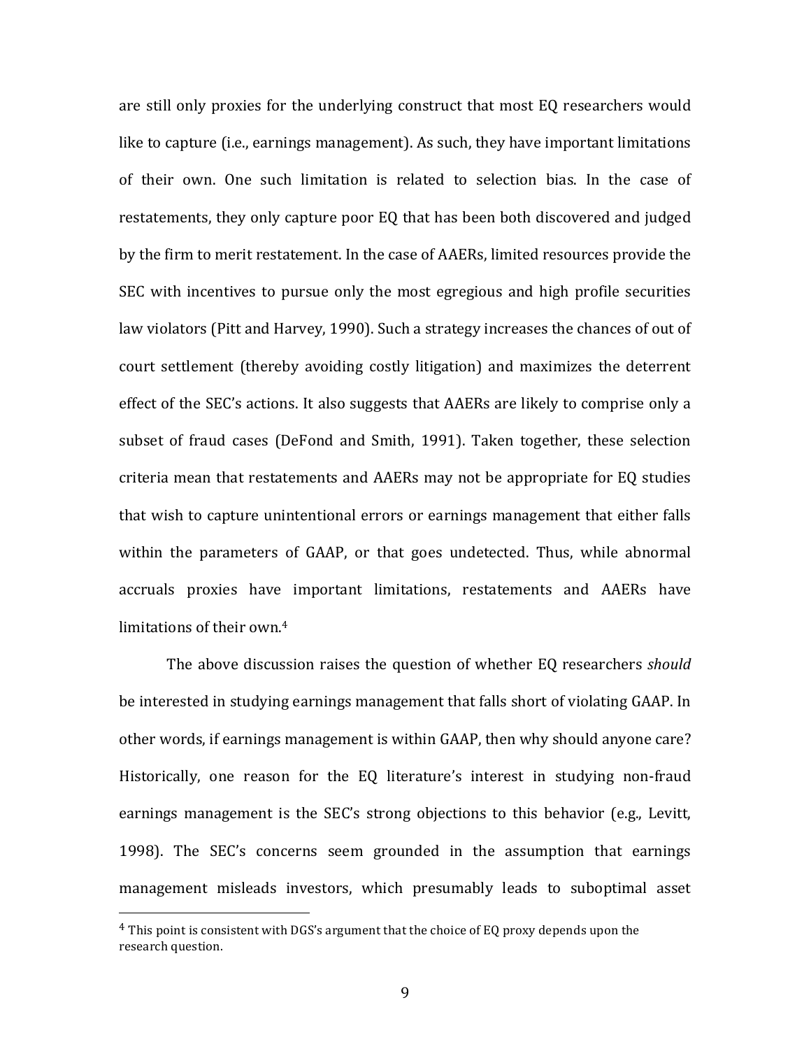are still only proxies for the underlying construct that most EQ researchers would like to capture (i.e., earnings management). As such, they have important limitations of their own. One such limitation is related to selection bias. In the case of restatements, they only capture poor EQ that has been both discovered and judged by the firm to merit restatement. In the case of AAERs, limited resources provide the SEC with incentives to pursue only the most egregious and high profile securities law violators (Pitt and Harvey, 1990). Such a strategy increases the chances of out of court settlement (thereby avoiding costly litigation) and maximizes the deterrent effect of the SEC's actions. It also suggests that AAERs are likely to comprise only a subset of fraud cases (DeFond and Smith, 1991). Taken together, these selection criteria mean that restatements and AAERs may not be appropriate for EQ studies that wish to capture unintentional errors or earnings management that either falls within the parameters of GAAP, or that goes undetected. Thus, while abnormal accruals proxies have important limitations, restatements and AAERs have limitations of their own.[4]

The above discussion raises the question of whether EQ researchers *should* be interested in studying earnings management that falls short of violating GAAP. In other words, if earnings management is within GAAP, then why should anyone care? Historically, one reason for the EQ literature's interest in studying non-fraud earnings management is the SEC's strong objections to this behavior (e.g., Levitt, 1998). The SEC's concerns seem grounded in the assumption that earnings management misleads investors, which presumably leads to suboptimal asset

[4] This point is consistent with DGS's argument that the choice of EQ proxy depends upon the research question.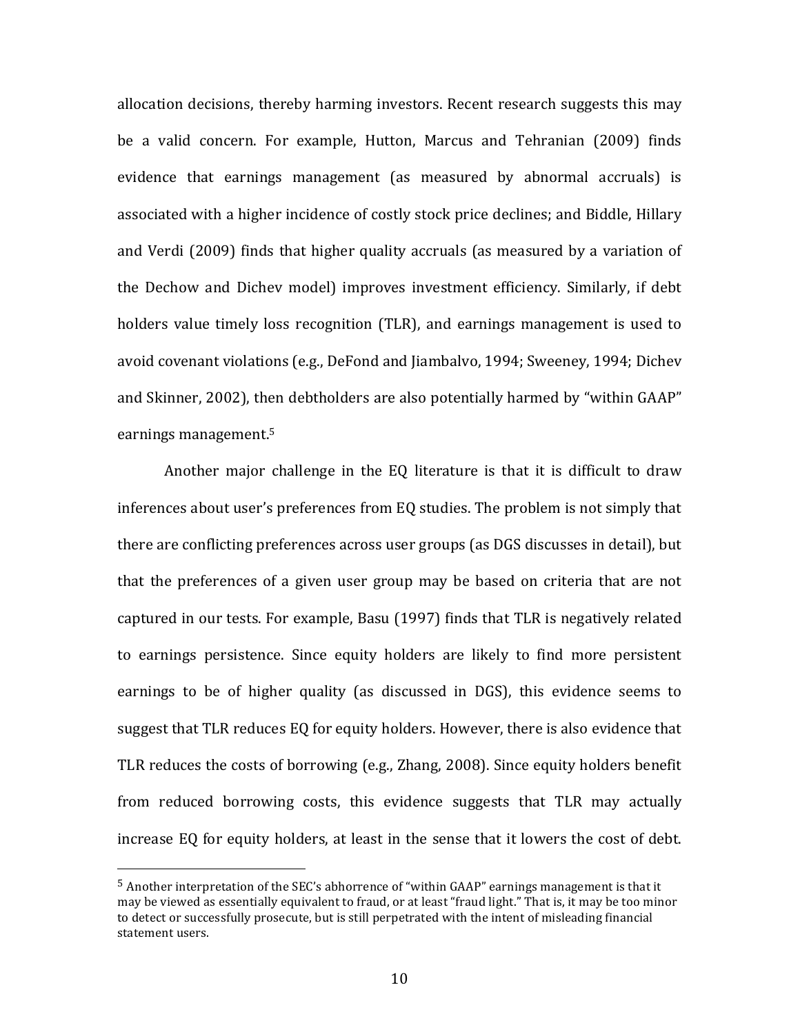allocation decisions, thereby harming investors. Recent research suggests this may be a valid concern. For example, Hutton, Marcus and Tehranian (2009) finds evidence that earnings management (as measured by abnormal accruals) is associated with a higher incidence of costly stock price declines; and Biddle, Hillary and Verdi (2009) finds that higher quality accruals (as measured by a variation of the Dechow and Dichev model) improves investment efficiency. Similarly, if debt holders value timely loss recognition (TLR), and earnings management is used to avoid covenant violations (e.g., DeFond and Jiambalvo, 1994; Sweeney, 1994; Dichev and Skinner, 2002), then debtholders are also potentially harmed by "within GAAP" earnings management.[5]

Another major challenge in the EQ literature is that it is difficult to draw inferences about user's preferences from EQ studies. The problem is not simply that there are conflicting preferences across user groups (as DGS discusses in detail), but that the preferences of a given user group may be based on criteria that are not captured in our tests. For example, Basu (1997) finds that TLR is negatively related to earnings persistence. Since equity holders are likely to find more persistent earnings to be of higher quality (as discussed in DGS), this evidence seems to suggest that TLR reduces EQ for equity holders. However, there is also evidence that TLR reduces the costs of borrowing (e.g., Zhang, 2008). Since equity holders benefit from reduced borrowing costs, this evidence suggests that TLR may actually increase EQ for equity holders, at least in the sense that it lowers the cost of debt.

---

[5] Another interpretation of the SEC's abhorrence of "within GAAP" earnings management is that it may be viewed as essentially equivalent to fraud, or at least "fraud light." That is, it may be too minor to detect or successfully prosecute, but is still perpetrated with the intent of misleading financial statement users.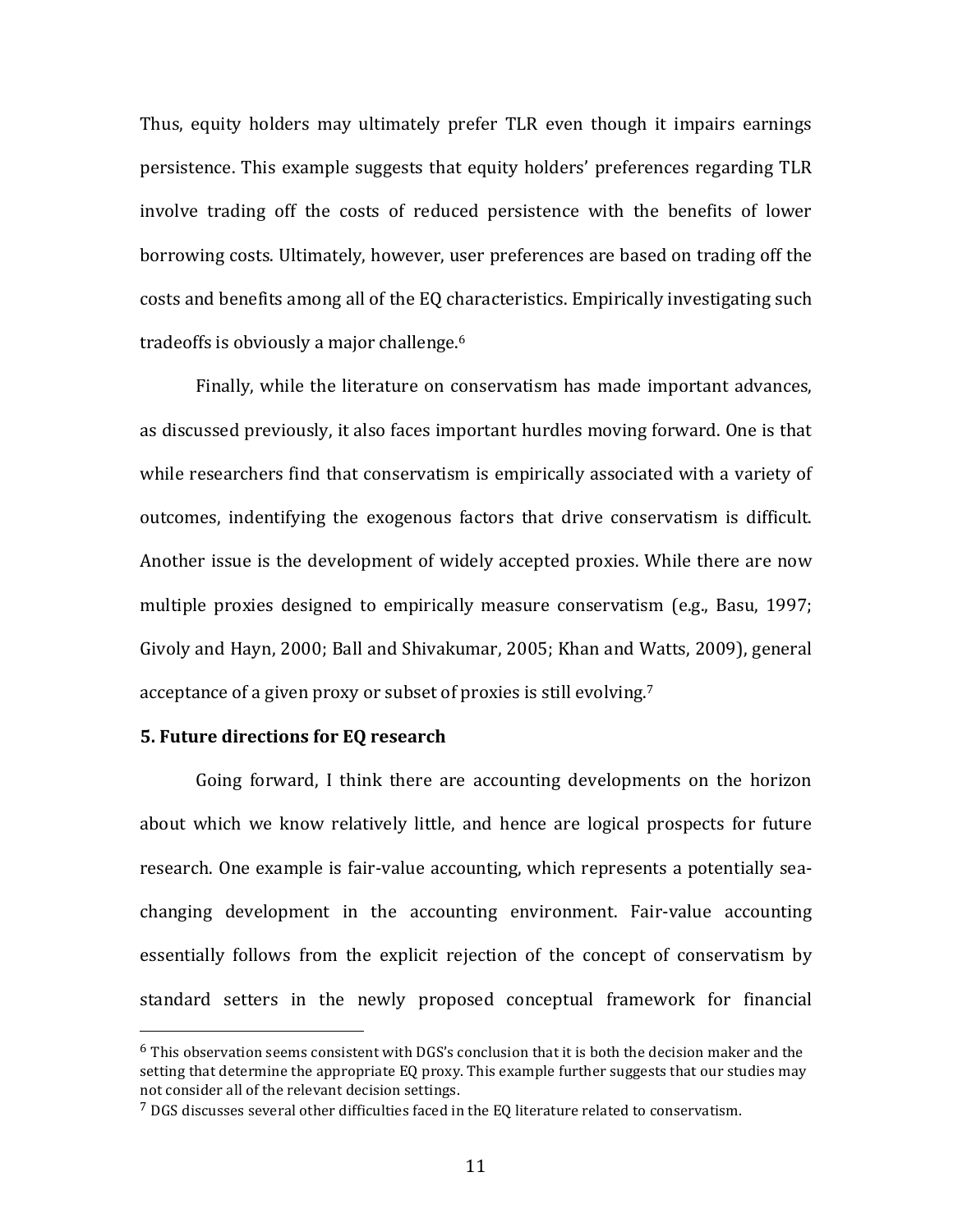Thus, equity holders may ultimately prefer TLR even though it impairs earnings persistence. This example suggests that equity holders' preferences regarding TLR involve trading off the costs of reduced persistence with the benefits of lower borrowing costs. Ultimately, however, user preferences are based on trading off the costs and benefits among all of the EQ characteristics. Empirically investigating such tradeoffs is obviously a major challenge.[6]

Finally, while the literature on conservatism has made important advances, as discussed previously, it also faces important hurdles moving forward. One is that while researchers find that conservatism is empirically associated with a variety of outcomes, indentifying the exogenous factors that drive conservatism is difficult. Another issue is the development of widely accepted proxies. While there are now multiple proxies designed to empirically measure conservatism (e.g., Basu, 1997; Givoly and Hayn, 2000; Ball and Shivakumar, 2005; Khan and Watts, 2009), general acceptance of a given proxy or subset of proxies is still evolving.[7]

## 5. Future directions for EQ research

Going forward, I think there are accounting developments on the horizon about which we know relatively little, and hence are logical prospects for future research. One example is fair-value accounting, which represents a potentially sea-changing development in the accounting environment. Fair-value accounting essentially follows from the explicit rejection of the concept of conservatism by standard setters in the newly proposed conceptual framework for financial

---

[6] This observation seems consistent with DGS's conclusion that it is both the decision maker and the setting that determine the appropriate EQ proxy. This example further suggests that our studies may not consider all of the relevant decision settings.

[7] DGS discusses several other difficulties faced in the EQ literature related to conservatism.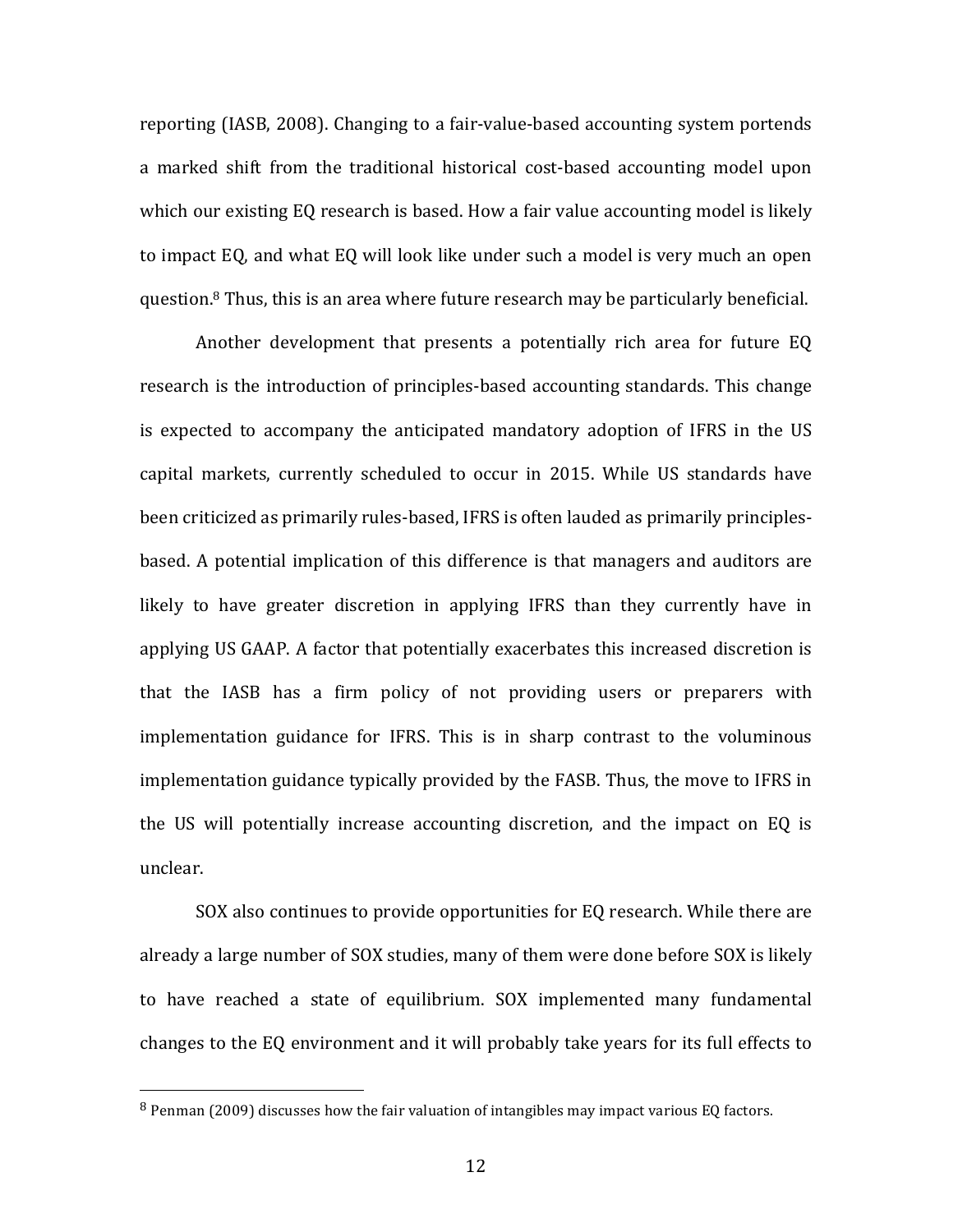reporting (IASB, 2008). Changing to a fair-value-based accounting system portends a marked shift from the traditional historical cost-based accounting model upon which our existing EQ research is based. How a fair value accounting model is likely to impact EQ, and what EQ will look like under such a model is very much an open question.[8] Thus, this is an area where future research may be particularly beneficial.

Another development that presents a potentially rich area for future EQ research is the introduction of principles-based accounting standards. This change is expected to accompany the anticipated mandatory adoption of IFRS in the US capital markets, currently scheduled to occur in 2015. While US standards have been criticized as primarily rules-based, IFRS is often lauded as primarily principles-based. A potential implication of this difference is that managers and auditors are likely to have greater discretion in applying IFRS than they currently have in applying US GAAP. A factor that potentially exacerbates this increased discretion is that the IASB has a firm policy of not providing users or preparers with implementation guidance for IFRS. This is in sharp contrast to the voluminous implementation guidance typically provided by the FASB. Thus, the move to IFRS in the US will potentially increase accounting discretion, and the impact on EQ is unclear.

SOX also continues to provide opportunities for EQ research. While there are already a large number of SOX studies, many of them were done before SOX is likely to have reached a state of equilibrium. SOX implemented many fundamental changes to the EQ environment and it will probably take years for its full effects to

---

[8] Penman (2009) discusses how the fair valuation of intangibles may impact various EQ factors.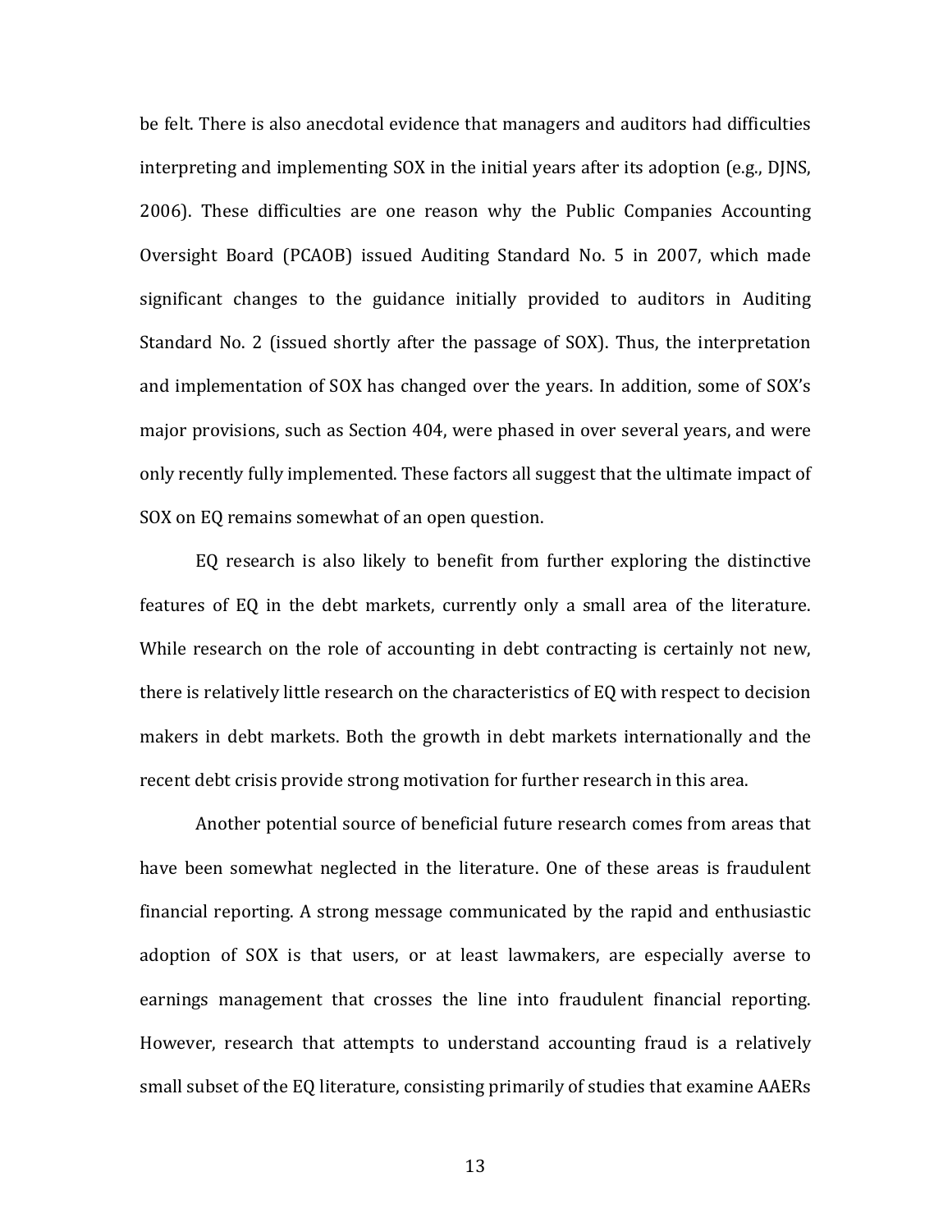be felt. There is also anecdotal evidence that managers and auditors had difficulties interpreting and implementing SOX in the initial years after its adoption (e.g., DJNS, 2006). These difficulties are one reason why the Public Companies Accounting Oversight Board (PCAOB) issued Auditing Standard No. 5 in 2007, which made significant changes to the guidance initially provided to auditors in Auditing Standard No. 2 (issued shortly after the passage of SOX). Thus, the interpretation and implementation of SOX has changed over the years. In addition, some of SOX's major provisions, such as Section 404, were phased in over several years, and were only recently fully implemented. These factors all suggest that the ultimate impact of SOX on EQ remains somewhat of an open question.

EQ research is also likely to benefit from further exploring the distinctive features of EQ in the debt markets, currently only a small area of the literature. While research on the role of accounting in debt contracting is certainly not new, there is relatively little research on the characteristics of EQ with respect to decision makers in debt markets. Both the growth in debt markets internationally and the recent debt crisis provide strong motivation for further research in this area.

Another potential source of beneficial future research comes from areas that have been somewhat neglected in the literature. One of these areas is fraudulent financial reporting. A strong message communicated by the rapid and enthusiastic adoption of SOX is that users, or at least lawmakers, are especially averse to earnings management that crosses the line into fraudulent financial reporting. However, research that attempts to understand accounting fraud is a relatively small subset of the EQ literature, consisting primarily of studies that examine AAERs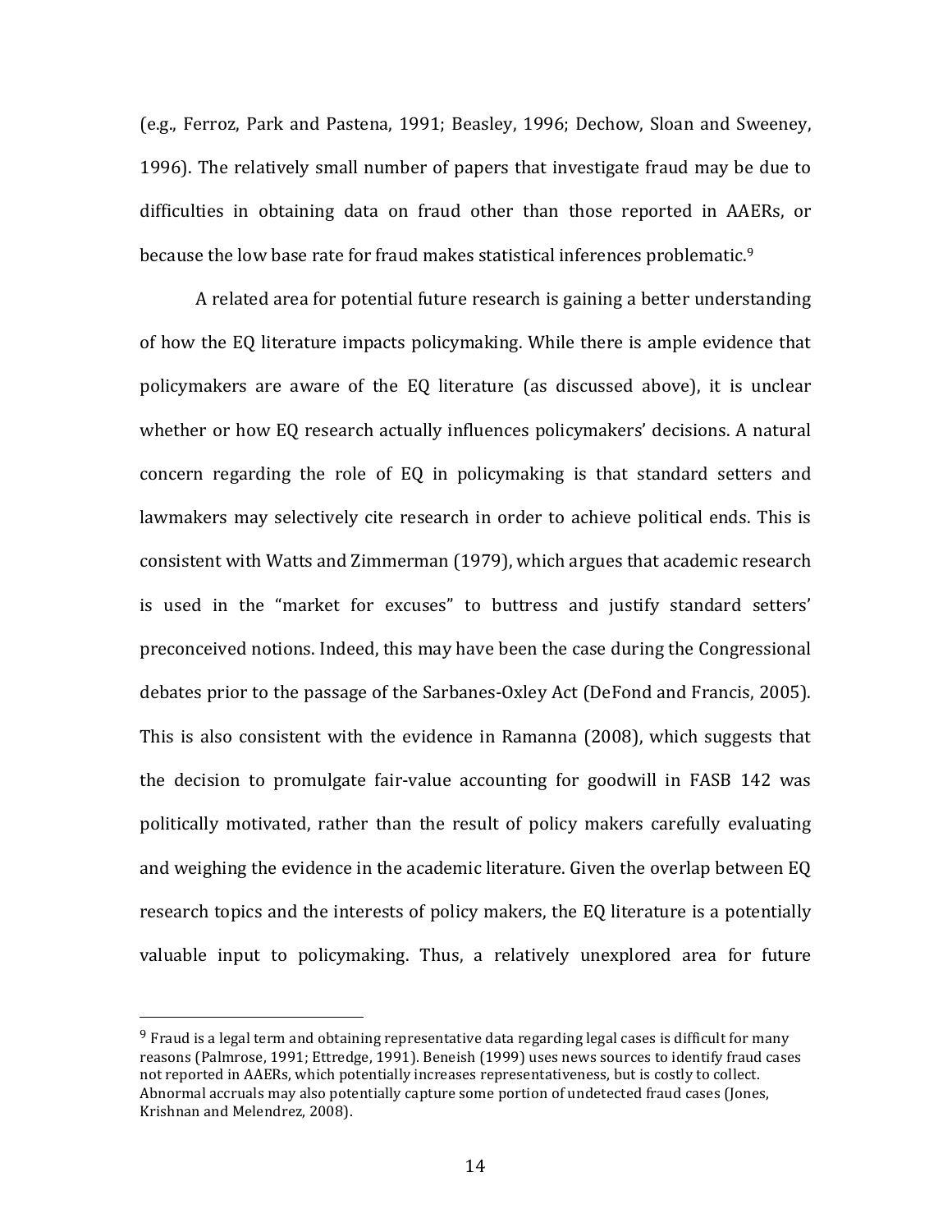(e.g., Ferroz, Park and Pastena, 1991; Beasley, 1996; Dechow, Sloan and Sweeney, 1996). The relatively small number of papers that investigate fraud may be due to difficulties in obtaining data on fraud other than those reported in AAERs, or because the low base rate for fraud makes statistical inferences problematic.[9]

A related area for potential future research is gaining a better understanding of how the EQ literature impacts policymaking. While there is ample evidence that policymakers are aware of the EQ literature (as discussed above), it is unclear whether or how EQ research actually influences policymakers' decisions. A natural concern regarding the role of EQ in policymaking is that standard setters and lawmakers may selectively cite research in order to achieve political ends. This is consistent with Watts and Zimmerman (1979), which argues that academic research is used in the "market for excuses" to buttress and justify standard setters' preconceived notions. Indeed, this may have been the case during the Congressional debates prior to the passage of the Sarbanes-Oxley Act (DeFond and Francis, 2005). This is also consistent with the evidence in Ramanna (2008), which suggests that the decision to promulgate fair-value accounting for goodwill in FASB 142 was politically motivated, rather than the result of policy makers carefully evaluating and weighing the evidence in the academic literature. Given the overlap between EQ research topics and the interests of policy makers, the EQ literature is a potentially valuable input to policymaking. Thus, a relatively unexplored area for future

[9] Fraud is a legal term and obtaining representative data regarding legal cases is difficult for many reasons (Palmrose, 1991; Ettredge, 1991). Beneish (1999) uses news sources to identify fraud cases not reported in AAERs, which potentially increases representativeness, but is costly to collect. Abnormal accruals may also potentially capture some portion of undetected fraud cases (Jones, Krishnan and Melendrez, 2008).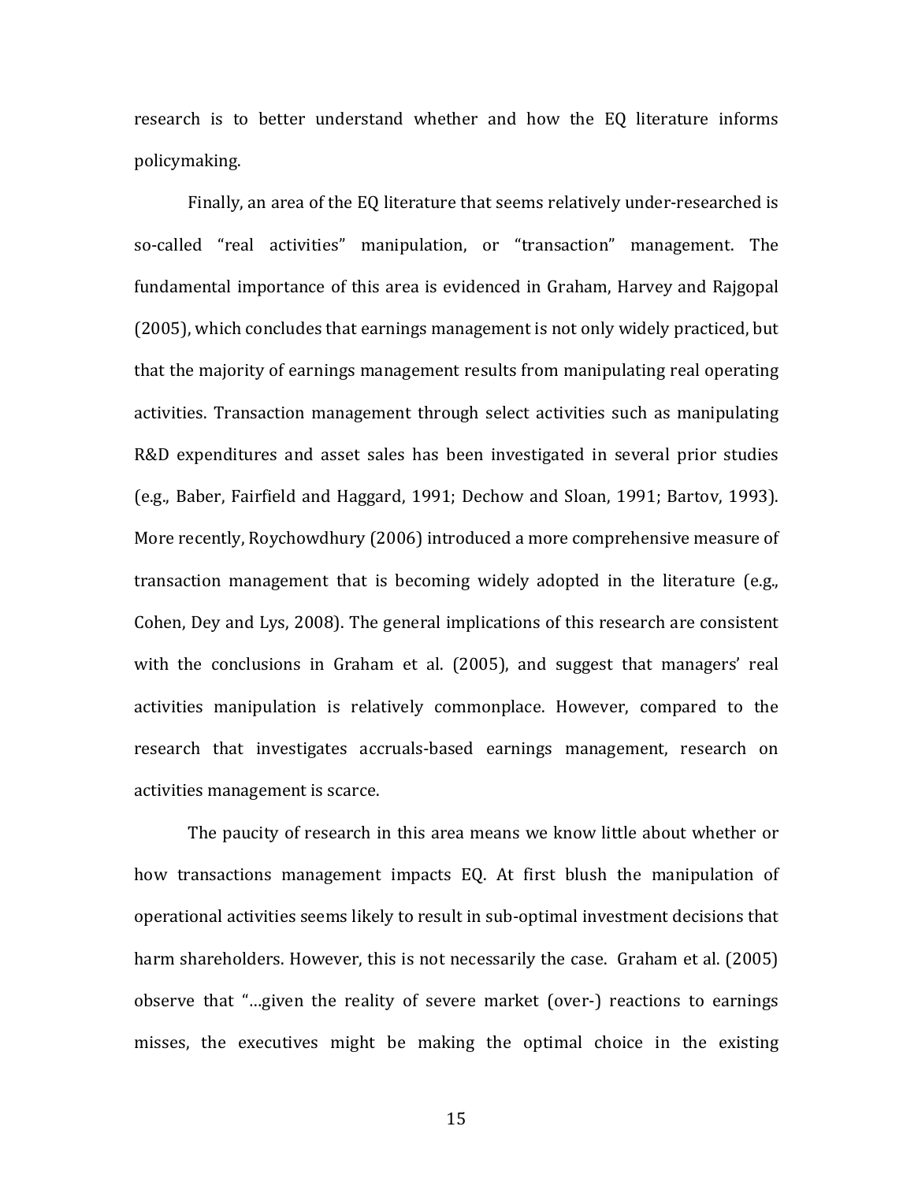research is to better understand whether and how the EQ literature informs policymaking.

Finally, an area of the EQ literature that seems relatively under-researched is so-called "real activities" manipulation, or "transaction" management. The fundamental importance of this area is evidenced in Graham, Harvey and Rajgopal (2005), which concludes that earnings management is not only widely practiced, but that the majority of earnings management results from manipulating real operating activities. Transaction management through select activities such as manipulating R&D expenditures and asset sales has been investigated in several prior studies (e.g., Baber, Fairfield and Haggard, 1991; Dechow and Sloan, 1991; Bartov, 1993). More recently, Roychowdhury (2006) introduced a more comprehensive measure of transaction management that is becoming widely adopted in the literature (e.g., Cohen, Dey and Lys, 2008). The general implications of this research are consistent with the conclusions in Graham et al. (2005), and suggest that managers' real activities manipulation is relatively commonplace. However, compared to the research that investigates accruals-based earnings management, research on activities management is scarce.

The paucity of research in this area means we know little about whether or how transactions management impacts EQ. At first blush the manipulation of operational activities seems likely to result in sub-optimal investment decisions that harm shareholders. However, this is not necessarily the case. Graham et al. (2005) observe that "…given the reality of severe market (over-) reactions to earnings misses, the executives might be making the optimal choice in the existing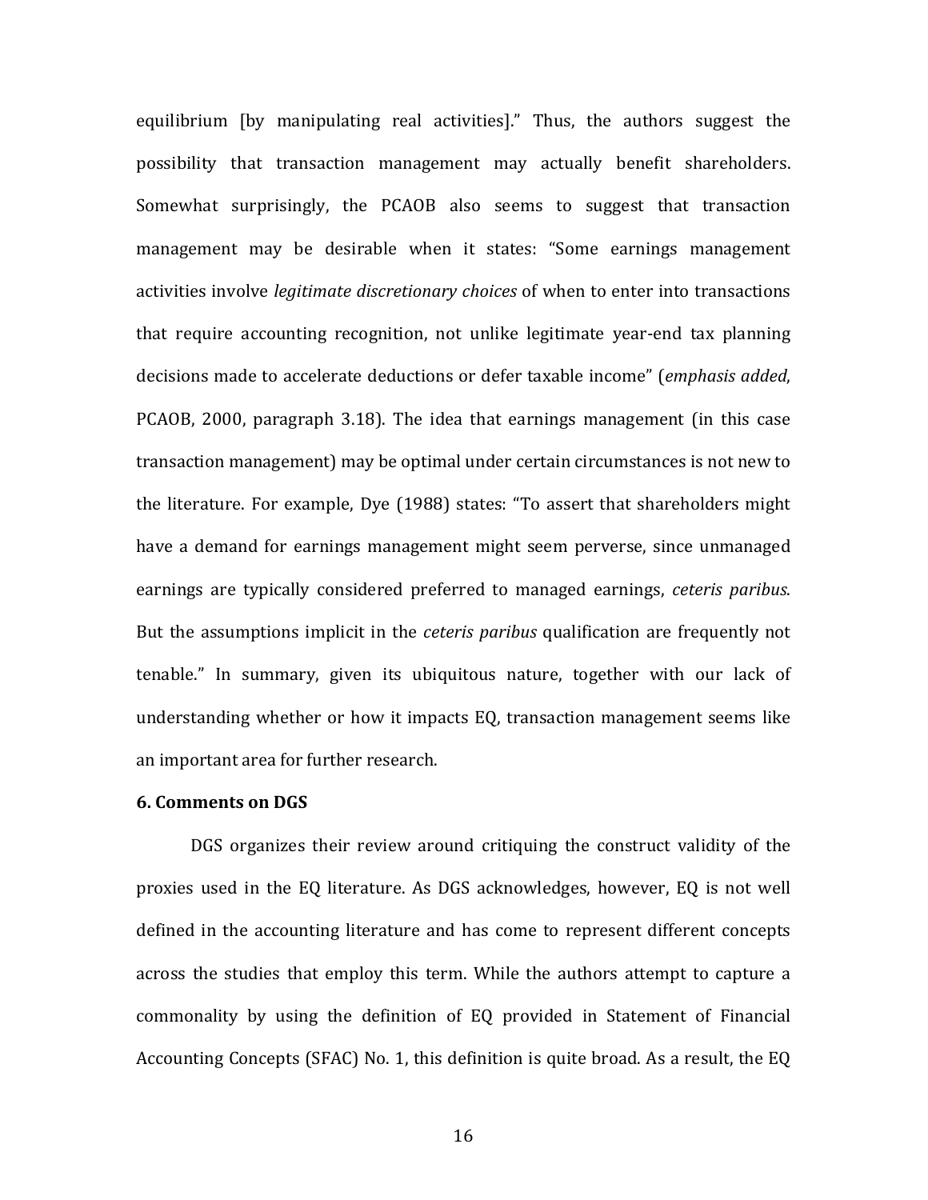equilibrium [by manipulating real activities]." Thus, the authors suggest the possibility that transaction management may actually benefit shareholders. Somewhat surprisingly, the PCAOB also seems to suggest that transaction management may be desirable when it states: "Some earnings management activities involve *legitimate discretionary choices* of when to enter into transactions that require accounting recognition, not unlike legitimate year-end tax planning decisions made to accelerate deductions or defer taxable income" (*emphasis added*, PCAOB, 2000, paragraph 3.18). The idea that earnings management (in this case transaction management) may be optimal under certain circumstances is not new to the literature. For example, Dye (1988) states: "To assert that shareholders might have a demand for earnings management might seem perverse, since unmanaged earnings are typically considered preferred to managed earnings, *ceteris paribus*. But the assumptions implicit in the *ceteris paribus* qualification are frequently not tenable." In summary, given its ubiquitous nature, together with our lack of understanding whether or how it impacts EQ, transaction management seems like an important area for further research.

**6. Comments on DGS**

DGS organizes their review around critiquing the construct validity of the proxies used in the EQ literature. As DGS acknowledges, however, EQ is not well defined in the accounting literature and has come to represent different concepts across the studies that employ this term. While the authors attempt to capture a commonality by using the definition of EQ provided in Statement of Financial Accounting Concepts (SFAC) No. 1, this definition is quite broad. As a result, the EQ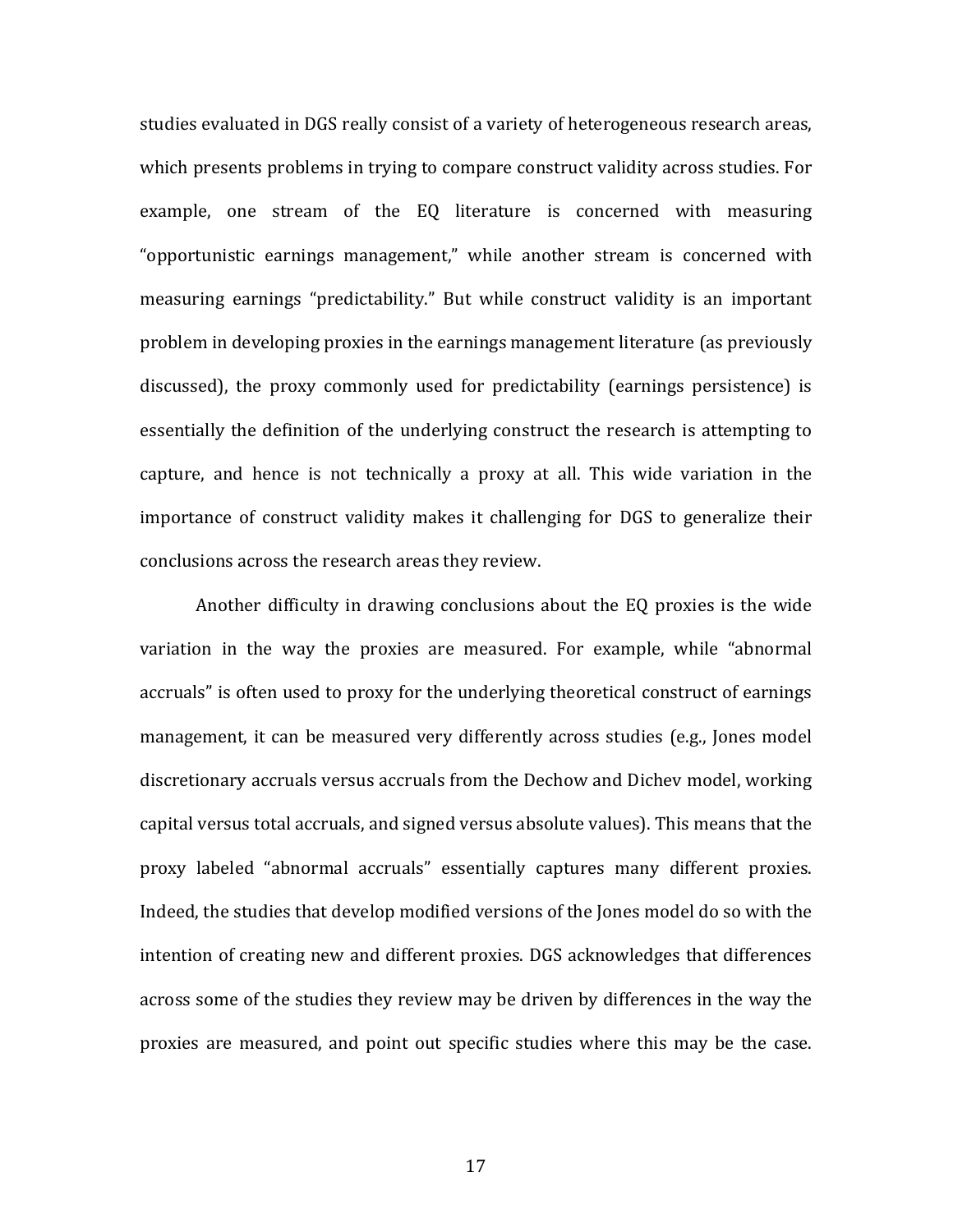studies evaluated in DGS really consist of a variety of heterogeneous research areas, which presents problems in trying to compare construct validity across studies. For example, one stream of the EQ literature is concerned with measuring "opportunistic earnings management," while another stream is concerned with measuring earnings "predictability." But while construct validity is an important problem in developing proxies in the earnings management literature (as previously discussed), the proxy commonly used for predictability (earnings persistence) is essentially the definition of the underlying construct the research is attempting to capture, and hence is not technically a proxy at all. This wide variation in the importance of construct validity makes it challenging for DGS to generalize their conclusions across the research areas they review.

Another difficulty in drawing conclusions about the EQ proxies is the wide variation in the way the proxies are measured. For example, while "abnormal accruals" is often used to proxy for the underlying theoretical construct of earnings management, it can be measured very differently across studies (e.g., Jones model discretionary accruals versus accruals from the Dechow and Dichev model, working capital versus total accruals, and signed versus absolute values). This means that the proxy labeled "abnormal accruals" essentially captures many different proxies. Indeed, the studies that develop modified versions of the Jones model do so with the intention of creating new and different proxies. DGS acknowledges that differences across some of the studies they review may be driven by differences in the way the proxies are measured, and point out specific studies where this may be the case.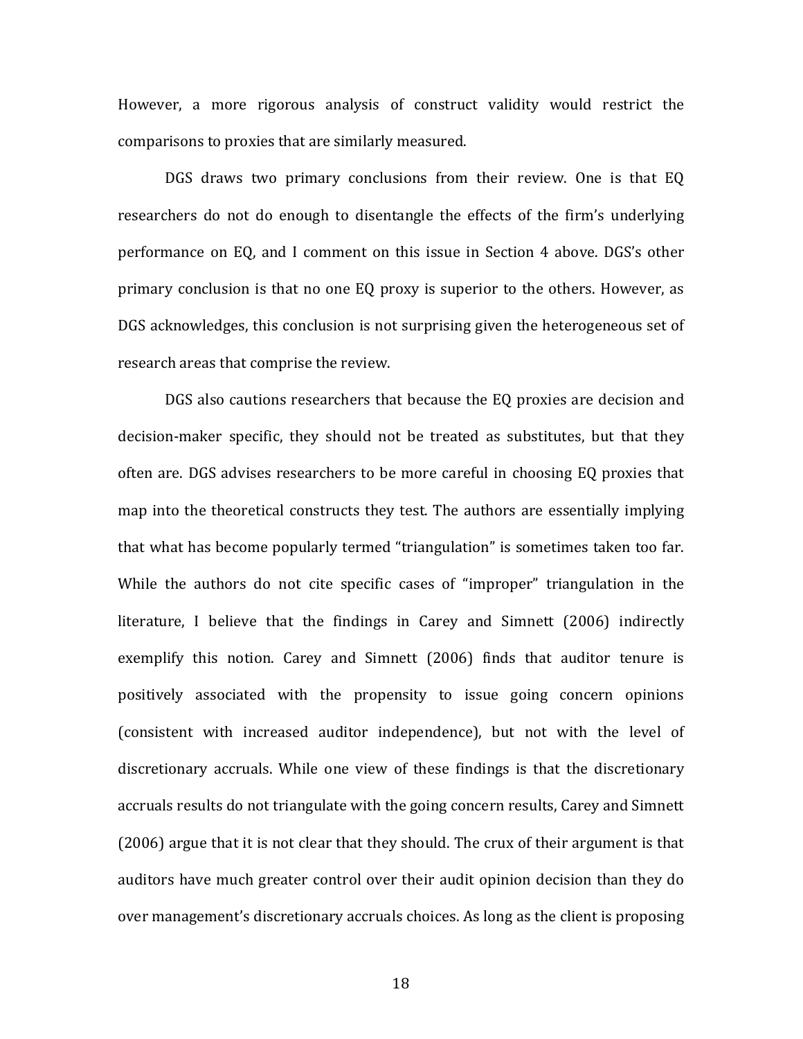However, a more rigorous analysis of construct validity would restrict the comparisons to proxies that are similarly measured.

DGS draws two primary conclusions from their review. One is that EQ researchers do not do enough to disentangle the effects of the firm's underlying performance on EQ, and I comment on this issue in Section 4 above. DGS's other primary conclusion is that no one EQ proxy is superior to the others. However, as DGS acknowledges, this conclusion is not surprising given the heterogeneous set of research areas that comprise the review.

DGS also cautions researchers that because the EQ proxies are decision and decision-maker specific, they should not be treated as substitutes, but that they often are. DGS advises researchers to be more careful in choosing EQ proxies that map into the theoretical constructs they test. The authors are essentially implying that what has become popularly termed "triangulation" is sometimes taken too far. While the authors do not cite specific cases of "improper" triangulation in the literature, I believe that the findings in Carey and Simnett (2006) indirectly exemplify this notion. Carey and Simnett (2006) finds that auditor tenure is positively associated with the propensity to issue going concern opinions (consistent with increased auditor independence), but not with the level of discretionary accruals. While one view of these findings is that the discretionary accruals results do not triangulate with the going concern results, Carey and Simnett (2006) argue that it is not clear that they should. The crux of their argument is that auditors have much greater control over their audit opinion decision than they do over management's discretionary accruals choices. As long as the client is proposing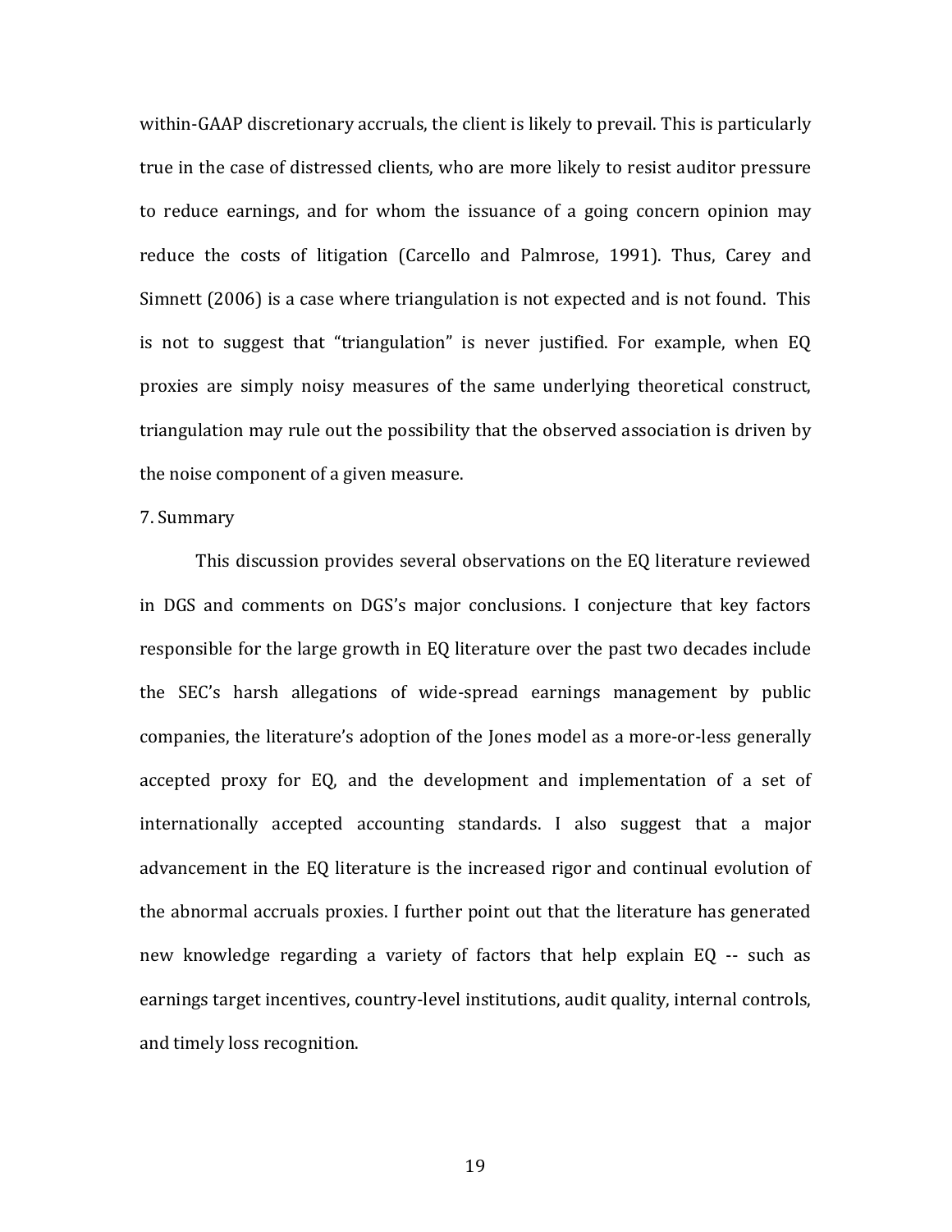within-GAAP discretionary accruals, the client is likely to prevail. This is particularly true in the case of distressed clients, who are more likely to resist auditor pressure to reduce earnings, and for whom the issuance of a going concern opinion may reduce the costs of litigation (Carcello and Palmrose, 1991). Thus, Carey and Simnett (2006) is a case where triangulation is not expected and is not found. This is not to suggest that "triangulation" is never justified. For example, when EQ proxies are simply noisy measures of the same underlying theoretical construct, triangulation may rule out the possibility that the observed association is driven by the noise component of a given measure.

## 7. Summary

This discussion provides several observations on the EQ literature reviewed in DGS and comments on DGS's major conclusions. I conjecture that key factors responsible for the large growth in EQ literature over the past two decades include the SEC's harsh allegations of wide-spread earnings management by public companies, the literature's adoption of the Jones model as a more-or-less generally accepted proxy for EQ, and the development and implementation of a set of internationally accepted accounting standards. I also suggest that a major advancement in the EQ literature is the increased rigor and continual evolution of the abnormal accruals proxies. I further point out that the literature has generated new knowledge regarding a variety of factors that help explain EQ -- such as earnings target incentives, country-level institutions, audit quality, internal controls, and timely loss recognition.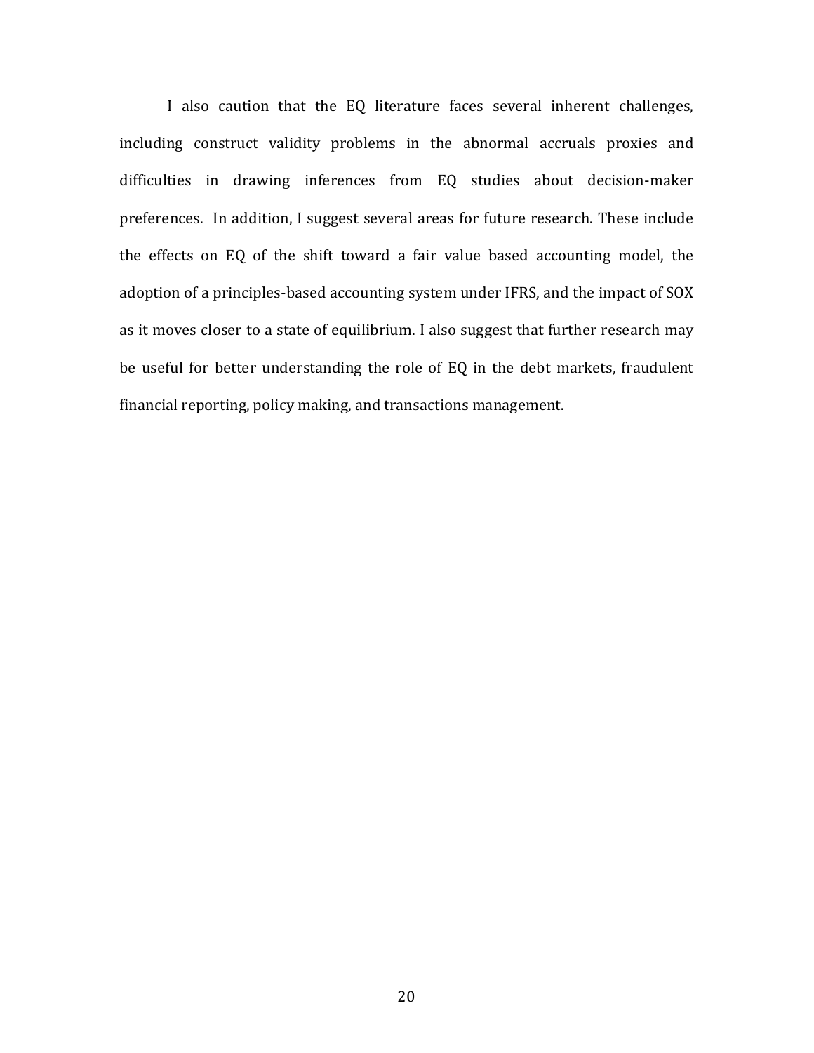I also caution that the EQ literature faces several inherent challenges, including construct validity problems in the abnormal accruals proxies and difficulties in drawing inferences from EQ studies about decision-maker preferences. In addition, I suggest several areas for future research. These include the effects on EQ of the shift toward a fair value based accounting model, the adoption of a principles-based accounting system under IFRS, and the impact of SOX as it moves closer to a state of equilibrium. I also suggest that further research may be useful for better understanding the role of EQ in the debt markets, fraudulent financial reporting, policy making, and transactions management.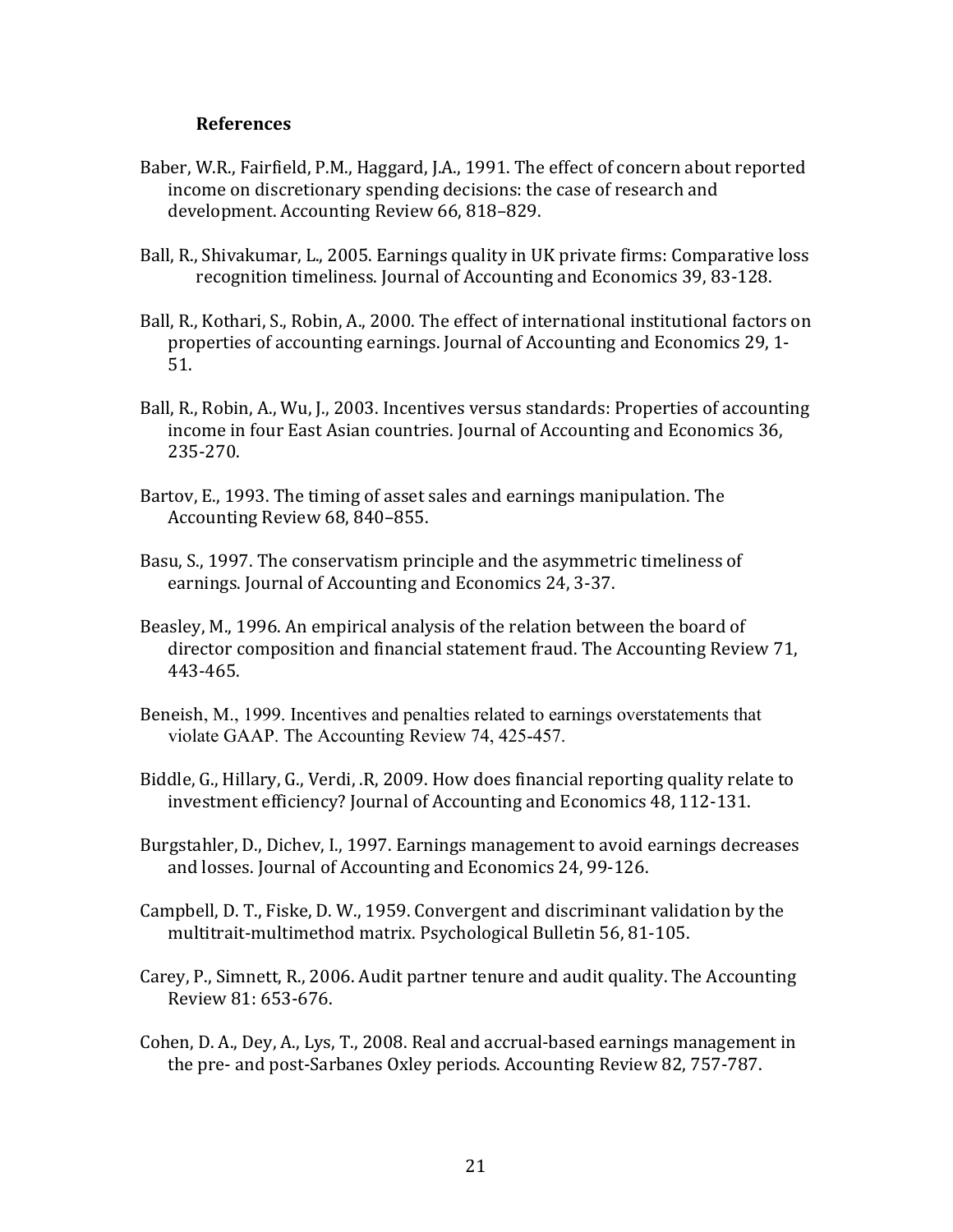## References

Baber, W.R., Fairfield, P.M., Haggard, J.A., 1991. The effect of concern about reported income on discretionary spending decisions: the case of research and development. Accounting Review 66, 818–829.

Ball, R., Shivakumar, L., 2005. Earnings quality in UK private firms: Comparative loss recognition timeliness. Journal of Accounting and Economics 39, 83-128.

Ball, R., Kothari, S., Robin, A., 2000. The effect of international institutional factors on properties of accounting earnings. Journal of Accounting and Economics 29, 1-51.

Ball, R., Robin, A., Wu, J., 2003. Incentives versus standards: Properties of accounting income in four East Asian countries. Journal of Accounting and Economics 36, 235-270.

Bartov, E., 1993. The timing of asset sales and earnings manipulation. The Accounting Review 68, 840–855.

Basu, S., 1997. The conservatism principle and the asymmetric timeliness of earnings. Journal of Accounting and Economics 24, 3-37.

Beasley, M., 1996. An empirical analysis of the relation between the board of director composition and financial statement fraud. The Accounting Review 71, 443-465.

Beneish, M., 1999. Incentives and penalties related to earnings overstatements that violate GAAP. The Accounting Review 74, 425-457.

Biddle, G., Hillary, G., Verdi, .R, 2009. How does financial reporting quality relate to investment efficiency? Journal of Accounting and Economics 48, 112-131.

Burgstahler, D., Dichev, I., 1997. Earnings management to avoid earnings decreases and losses. Journal of Accounting and Economics 24, 99-126.

Campbell, D. T., Fiske, D. W., 1959. Convergent and discriminant validation by the multitrait-multimethod matrix. Psychological Bulletin 56, 81-105.

Carey, P., Simnett, R., 2006. Audit partner tenure and audit quality. The Accounting Review 81: 653-676.

Cohen, D. A., Dey, A., Lys, T., 2008. Real and accrual-based earnings management in the pre- and post-Sarbanes Oxley periods. Accounting Review 82, 757-787.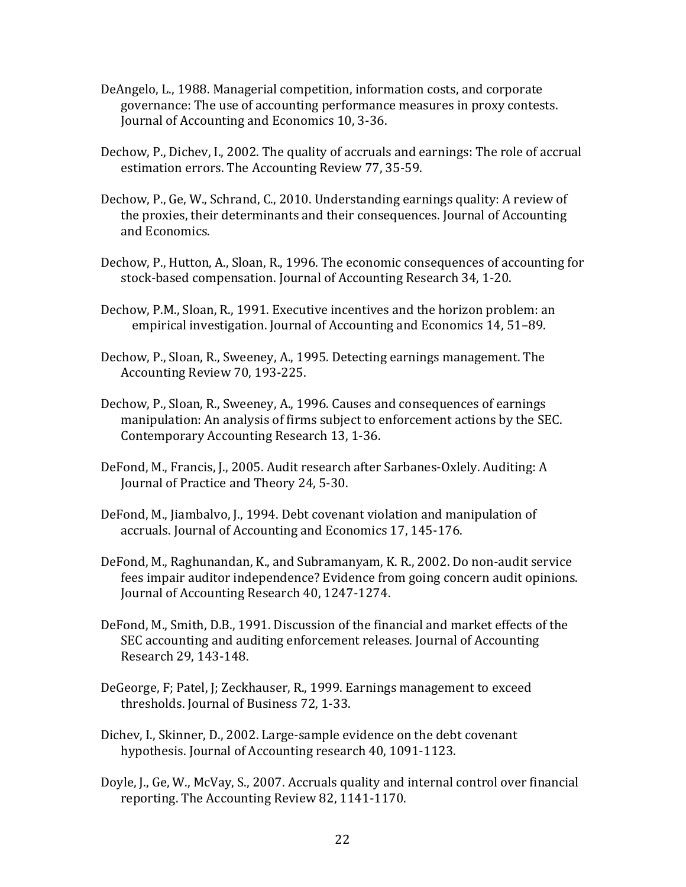DeAngelo, L., 1988. Managerial competition, information costs, and corporate governance: The use of accounting performance measures in proxy contests. Journal of Accounting and Economics 10, 3-36.

Dechow, P., Dichev, I., 2002. The quality of accruals and earnings: The role of accrual estimation errors. The Accounting Review 77, 35-59.

Dechow, P., Ge, W., Schrand, C., 2010. Understanding earnings quality: A review of the proxies, their determinants and their consequences. Journal of Accounting and Economics.

Dechow, P., Hutton, A., Sloan, R., 1996. The economic consequences of accounting for stock-based compensation. Journal of Accounting Research 34, 1-20.

Dechow, P.M., Sloan, R., 1991. Executive incentives and the horizon problem: an empirical investigation. Journal of Accounting and Economics 14, 51–89.

Dechow, P., Sloan, R., Sweeney, A., 1995. Detecting earnings management. The Accounting Review 70, 193-225.

Dechow, P., Sloan, R., Sweeney, A., 1996. Causes and consequences of earnings manipulation: An analysis of firms subject to enforcement actions by the SEC. Contemporary Accounting Research 13, 1-36.

DeFond, M., Francis, J., 2005. Audit research after Sarbanes-Oxlely. Auditing: A Journal of Practice and Theory 24, 5-30.

DeFond, M., Jiambalvo, J., 1994. Debt covenant violation and manipulation of accruals. Journal of Accounting and Economics 17, 145-176.

DeFond, M., Raghunandan, K., and Subramanyam, K. R., 2002. Do non-audit service fees impair auditor independence? Evidence from going concern audit opinions. Journal of Accounting Research 40, 1247-1274.

DeFond, M., Smith, D.B., 1991. Discussion of the financial and market effects of the SEC accounting and auditing enforcement releases. Journal of Accounting Research 29, 143-148.

DeGeorge, F; Patel, J; Zeckhauser, R., 1999. Earnings management to exceed thresholds. Journal of Business 72, 1-33.

Dichev, I., Skinner, D., 2002. Large-sample evidence on the debt covenant hypothesis. Journal of Accounting research 40, 1091-1123.

Doyle, J., Ge, W., McVay, S., 2007. Accruals quality and internal control over financial reporting. The Accounting Review 82, 1141-1170.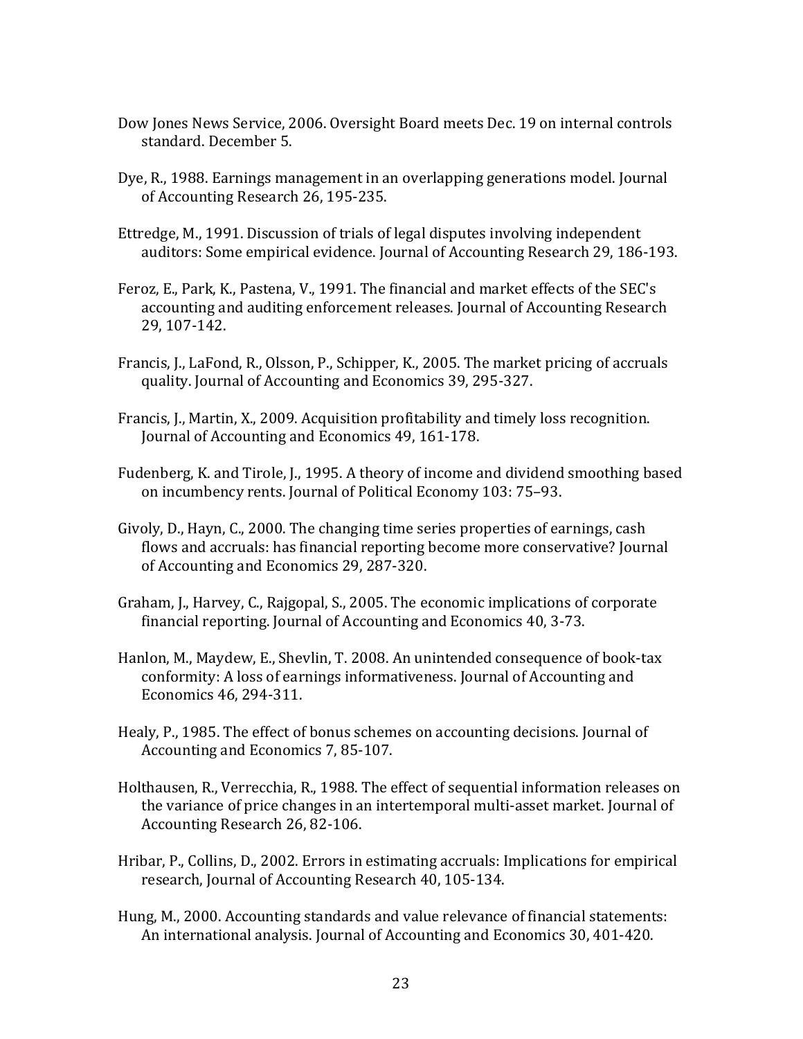Dow Jones News Service, 2006. Oversight Board meets Dec. 19 on internal controls standard. December 5.

Dye, R., 1988. Earnings management in an overlapping generations model. Journal of Accounting Research 26, 195-235.

Ettredge, M., 1991. Discussion of trials of legal disputes involving independent auditors: Some empirical evidence. Journal of Accounting Research 29, 186-193.

Feroz, E., Park, K., Pastena, V., 1991. The financial and market effects of the SEC's accounting and auditing enforcement releases. Journal of Accounting Research 29, 107-142.

Francis, J., LaFond, R., Olsson, P., Schipper, K., 2005. The market pricing of accruals quality. Journal of Accounting and Economics 39, 295-327.

Francis, J., Martin, X., 2009. Acquisition profitability and timely loss recognition. Journal of Accounting and Economics 49, 161-178.

Fudenberg, K. and Tirole, J., 1995. A theory of income and dividend smoothing based on incumbency rents. Journal of Political Economy 103: 75–93.

Givoly, D., Hayn, C., 2000. The changing time series properties of earnings, cash flows and accruals: has financial reporting become more conservative? Journal of Accounting and Economics 29, 287-320.

Graham, J., Harvey, C., Rajgopal, S., 2005. The economic implications of corporate financial reporting. Journal of Accounting and Economics 40, 3-73.

Hanlon, M., Maydew, E., Shevlin, T. 2008. An unintended consequence of book-tax conformity: A loss of earnings informativeness. Journal of Accounting and Economics 46, 294-311.

Healy, P., 1985. The effect of bonus schemes on accounting decisions. Journal of Accounting and Economics 7, 85-107.

Holthausen, R., Verrecchia, R., 1988. The effect of sequential information releases on the variance of price changes in an intertemporal multi-asset market. Journal of Accounting Research 26, 82-106.

Hribar, P., Collins, D., 2002. Errors in estimating accruals: Implications for empirical research, Journal of Accounting Research 40, 105-134.

Hung, M., 2000. Accounting standards and value relevance of financial statements: An international analysis. Journal of Accounting and Economics 30, 401-420.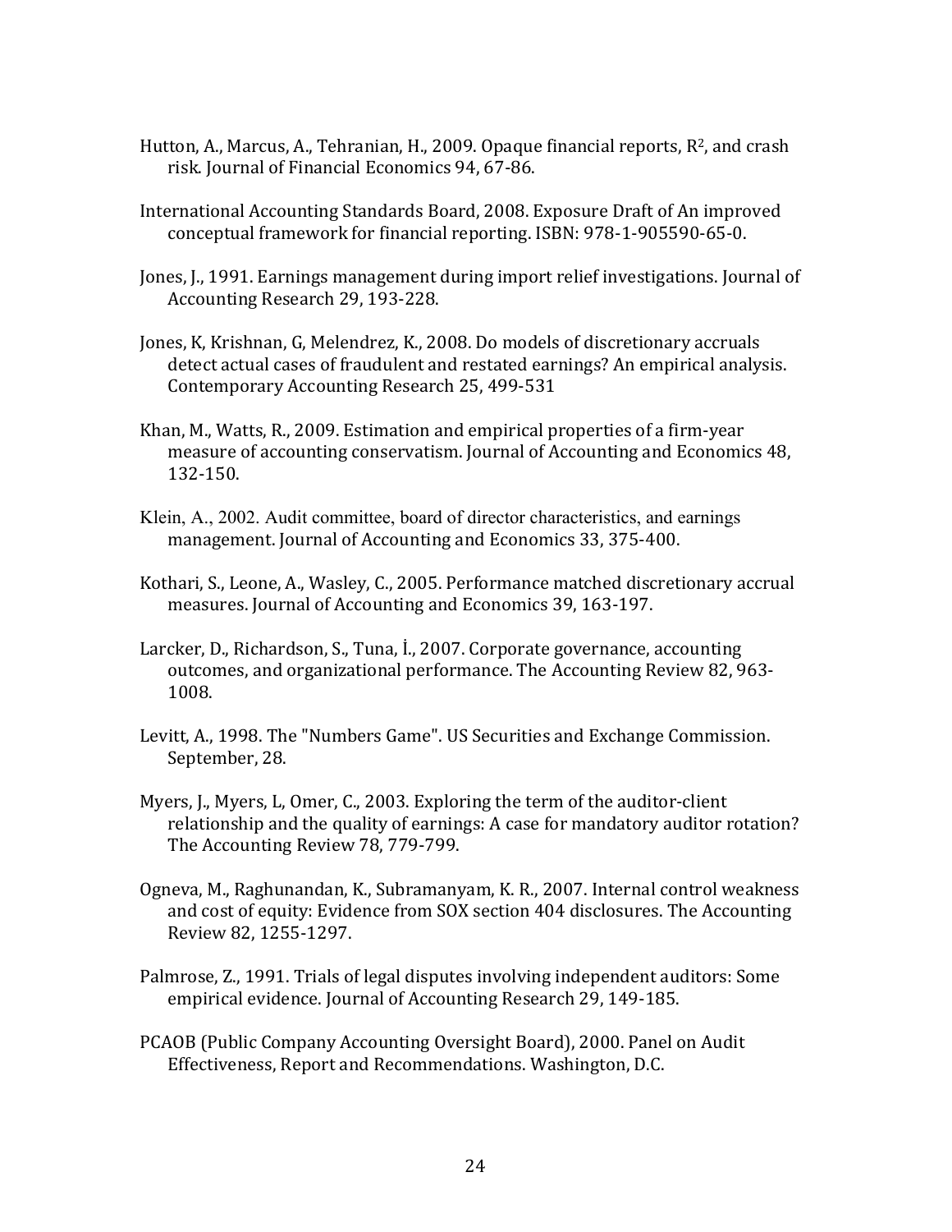Hutton, A., Marcus, A., Tehranian, H., 2009. Opaque financial reports, $R^2$, and crash risk. Journal of Financial Economics 94, 67-86.

International Accounting Standards Board, 2008. Exposure Draft of An improved conceptual framework for financial reporting. ISBN: 978-1-905590-65-0.

Jones, J., 1991. Earnings management during import relief investigations. Journal of Accounting Research 29, 193-228.

Jones, K, Krishnan, G, Melendrez, K., 2008. Do models of discretionary accruals detect actual cases of fraudulent and restated earnings? An empirical analysis. Contemporary Accounting Research 25, 499-531

Khan, M., Watts, R., 2009. Estimation and empirical properties of a firm-year measure of accounting conservatism. Journal of Accounting and Economics 48, 132-150.

Klein, A., 2002. Audit committee, board of director characteristics, and earnings management. Journal of Accounting and Economics 33, 375-400.

Kothari, S., Leone, A., Wasley, C., 2005. Performance matched discretionary accrual measures. Journal of Accounting and Economics 39, 163-197.

Larcker, D., Richardson, S., Tuna, İ., 2007. Corporate governance, accounting outcomes, and organizational performance. The Accounting Review 82, 963-1008.

Levitt, A., 1998. The "Numbers Game". US Securities and Exchange Commission. September, 28.

Myers, J., Myers, L, Omer, C., 2003. Exploring the term of the auditor-client relationship and the quality of earnings: A case for mandatory auditor rotation? The Accounting Review 78, 779-799.

Ogneva, M., Raghunandan, K., Subramanyam, K. R., 2007. Internal control weakness and cost of equity: Evidence from SOX section 404 disclosures. The Accounting Review 82, 1255-1297.

Palmrose, Z., 1991. Trials of legal disputes involving independent auditors: Some empirical evidence. Journal of Accounting Research 29, 149-185.

PCAOB (Public Company Accounting Oversight Board), 2000. Panel on Audit Effectiveness, Report and Recommendations. Washington, D.C.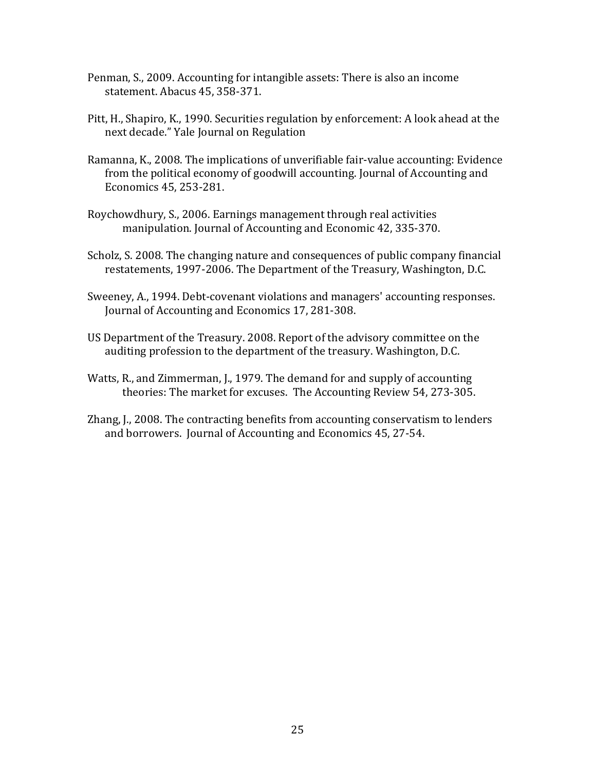Penman, S., 2009. Accounting for intangible assets: There is also an income statement. Abacus 45, 358-371.

Pitt, H., Shapiro, K., 1990. Securities regulation by enforcement: A look ahead at the next decade." Yale Journal on Regulation

Ramanna, K., 2008. The implications of unverifiable fair-value accounting: Evidence from the political economy of goodwill accounting. Journal of Accounting and Economics 45, 253-281.

Roychowdhury, S., 2006. Earnings management through real activities manipulation. Journal of Accounting and Economic 42, 335-370.

Scholz, S. 2008. The changing nature and consequences of public company financial restatements, 1997-2006. The Department of the Treasury, Washington, D.C.

Sweeney, A., 1994. Debt-covenant violations and managers' accounting responses. Journal of Accounting and Economics 17, 281-308.

US Department of the Treasury. 2008. Report of the advisory committee on the auditing profession to the department of the treasury. Washington, D.C.

Watts, R., and Zimmerman, J., 1979. The demand for and supply of accounting theories: The market for excuses. The Accounting Review 54, 273-305.

Zhang, J., 2008. The contracting benefits from accounting conservatism to lenders and borrowers. Journal of Accounting and Economics 45, 27-54.